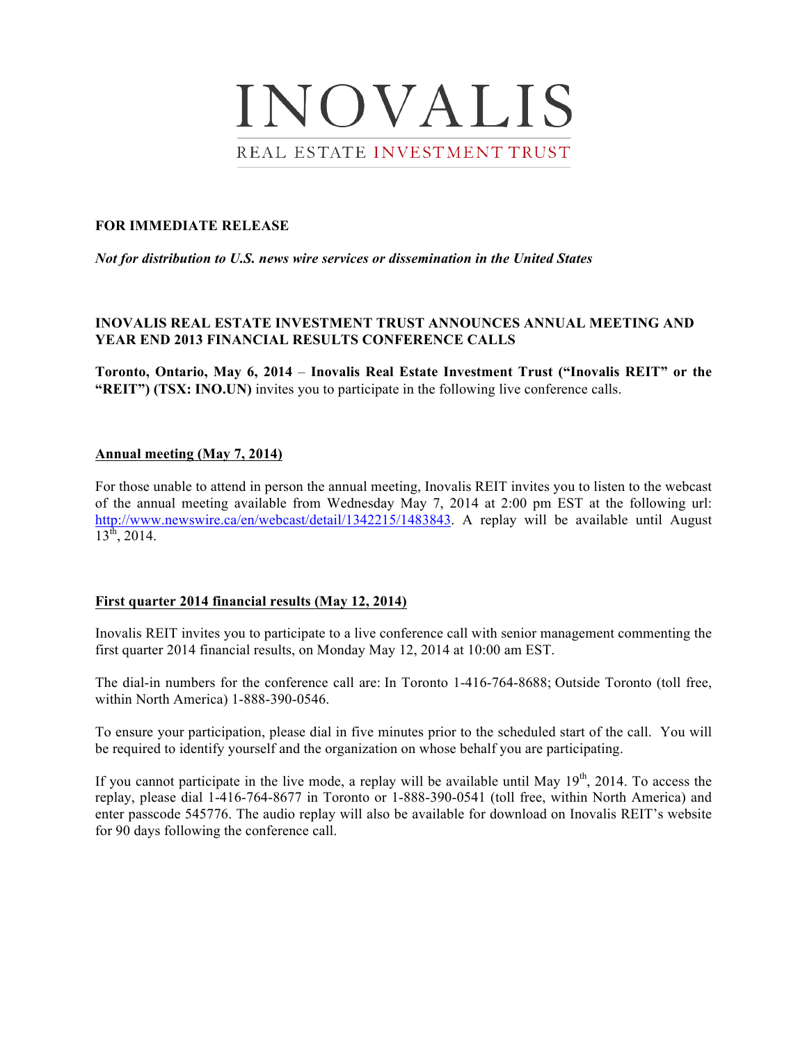# INOVALIS

REAL ESTATE INVESTMENT TRUST

**FOR IMMEDIATE RELEASE**

***Not for distribution to U.S. news wire services or dissemination in the United States***

**INOVALIS REAL ESTATE INVESTMENT TRUST ANNOUNCES ANNUAL MEETING AND YEAR END 2013 FINANCIAL RESULTS CONFERENCE CALLS**

**Toronto, Ontario, May 6, 2014** – **Inovalis Real Estate Investment Trust ("Inovalis REIT" or the "REIT") (TSX: INO.UN)** invites you to participate in the following live conference calls.

## Annual meeting (May 7, 2014)

For those unable to attend in person the annual meeting, Inovalis REIT invites you to listen to the webcast of the annual meeting available from Wednesday May 7, 2014 at 2:00 pm EST at the following url: http://www.newswire.ca/en/webcast/detail/1342215/1483843. A replay will be available until August 13th, 2014.

## First quarter 2014 financial results (May 12, 2014)

Inovalis REIT invites you to participate to a live conference call with senior management commenting the first quarter 2014 financial results, on Monday May 12, 2014 at 10:00 am EST.

The dial-in numbers for the conference call are: In Toronto 1-416-764-8688; Outside Toronto (toll free, within North America) 1-888-390-0546.

To ensure your participation, please dial in five minutes prior to the scheduled start of the call. You will be required to identify yourself and the organization on whose behalf you are participating.

If you cannot participate in the live mode, a replay will be available until May 19th, 2014. To access the replay, please dial 1-416-764-8677 in Toronto or 1-888-390-0541 (toll free, within North America) and enter passcode 545776. The audio replay will also be available for download on Inovalis REIT's website for 90 days following the conference call.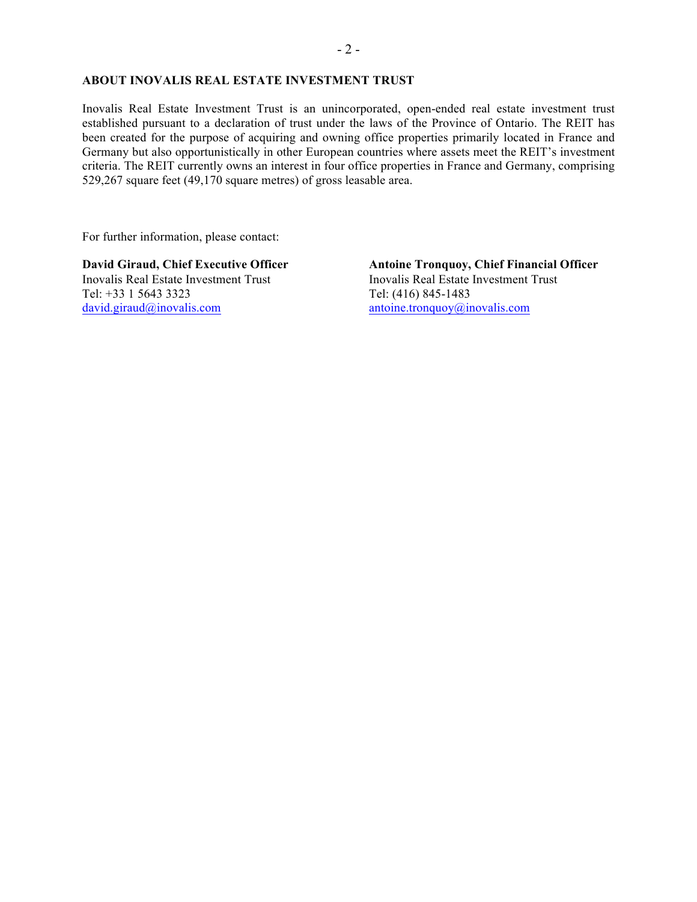**ABOUT INOVALIS REAL ESTATE INVESTMENT TRUST**

Inovalis Real Estate Investment Trust is an unincorporated, open-ended real estate investment trust established pursuant to a declaration of trust under the laws of the Province of Ontario. The REIT has been created for the purpose of acquiring and owning office properties primarily located in France and Germany but also opportunistically in other European countries where assets meet the REIT's investment criteria. The REIT currently owns an interest in four office properties in France and Germany, comprising 529,267 square feet (49,170 square metres) of gross leasable area.

For further information, please contact:

**David Giraud, Chief Executive Officer**
Inovalis Real Estate Investment Trust
Tel: +33 1 5643 3323
david.giraud@inovalis.com

**Antoine Tronquoy, Chief Financial Officer**
Inovalis Real Estate Investment Trust
Tel: (416) 845-1483
antoine.tronquoy@inovalis.com